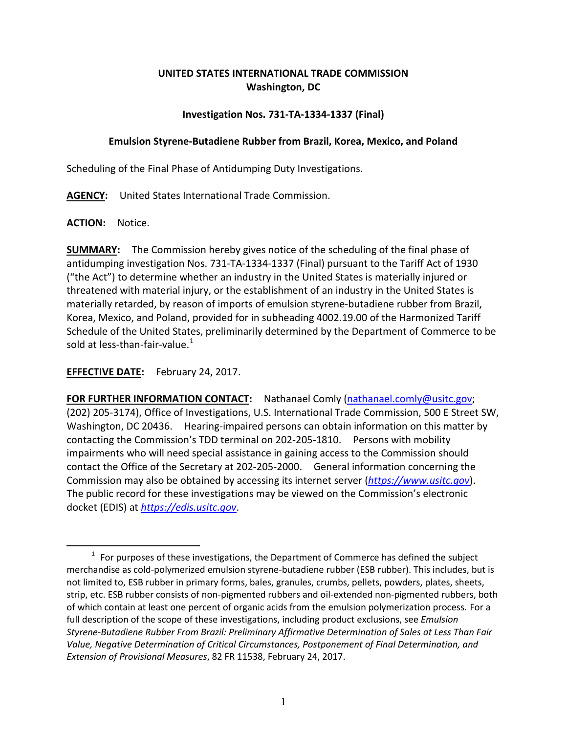**UNITED STATES INTERNATIONAL TRADE COMMISSION**
**Washington, DC**

**Investigation Nos. 731-TA-1334-1337 (Final)**

**Emulsion Styrene-Butadiene Rubber from Brazil, Korea, Mexico, and Poland**

Scheduling of the Final Phase of Antidumping Duty Investigations.

**AGENCY:** United States International Trade Commission.

**ACTION:** Notice.

**SUMMARY:** The Commission hereby gives notice of the scheduling of the final phase of antidumping investigation Nos. 731-TA-1334-1337 (Final) pursuant to the Tariff Act of 1930 ("the Act") to determine whether an industry in the United States is materially injured or threatened with material injury, or the establishment of an industry in the United States is materially retarded, by reason of imports of emulsion styrene-butadiene rubber from Brazil, Korea, Mexico, and Poland, provided for in subheading 4002.19.00 of the Harmonized Tariff Schedule of the United States, preliminarily determined by the Department of Commerce to be sold at less-than-fair-value.[1]

**EFFECTIVE DATE:** February 24, 2017.

**FOR FURTHER INFORMATION CONTACT:** Nathanael Comly (nathanael.comly@usitc.gov; (202) 205-3174), Office of Investigations, U.S. International Trade Commission, 500 E Street SW, Washington, DC 20436. Hearing-impaired persons can obtain information on this matter by contacting the Commission's TDD terminal on 202-205-1810. Persons with mobility impairments who will need special assistance in gaining access to the Commission should contact the Office of the Secretary at 202-205-2000. General information concerning the Commission may also be obtained by accessing its internet server (*https://www.usitc.gov*). The public record for these investigations may be viewed on the Commission's electronic docket (EDIS) at *https://edis.usitc.gov*.

[1] For purposes of these investigations, the Department of Commerce has defined the subject merchandise as cold-polymerized emulsion styrene-butadiene rubber (ESB rubber). This includes, but is not limited to, ESB rubber in primary forms, bales, granules, crumbs, pellets, powders, plates, sheets, strip, etc. ESB rubber consists of non-pigmented rubbers and oil-extended non-pigmented rubbers, both of which contain at least one percent of organic acids from the emulsion polymerization process. For a full description of the scope of these investigations, including product exclusions, see *Emulsion Styrene-Butadiene Rubber From Brazil: Preliminary Affirmative Determination of Sales at Less Than Fair Value, Negative Determination of Critical Circumstances, Postponement of Final Determination, and Extension of Provisional Measures*, 82 FR 11538, February 24, 2017.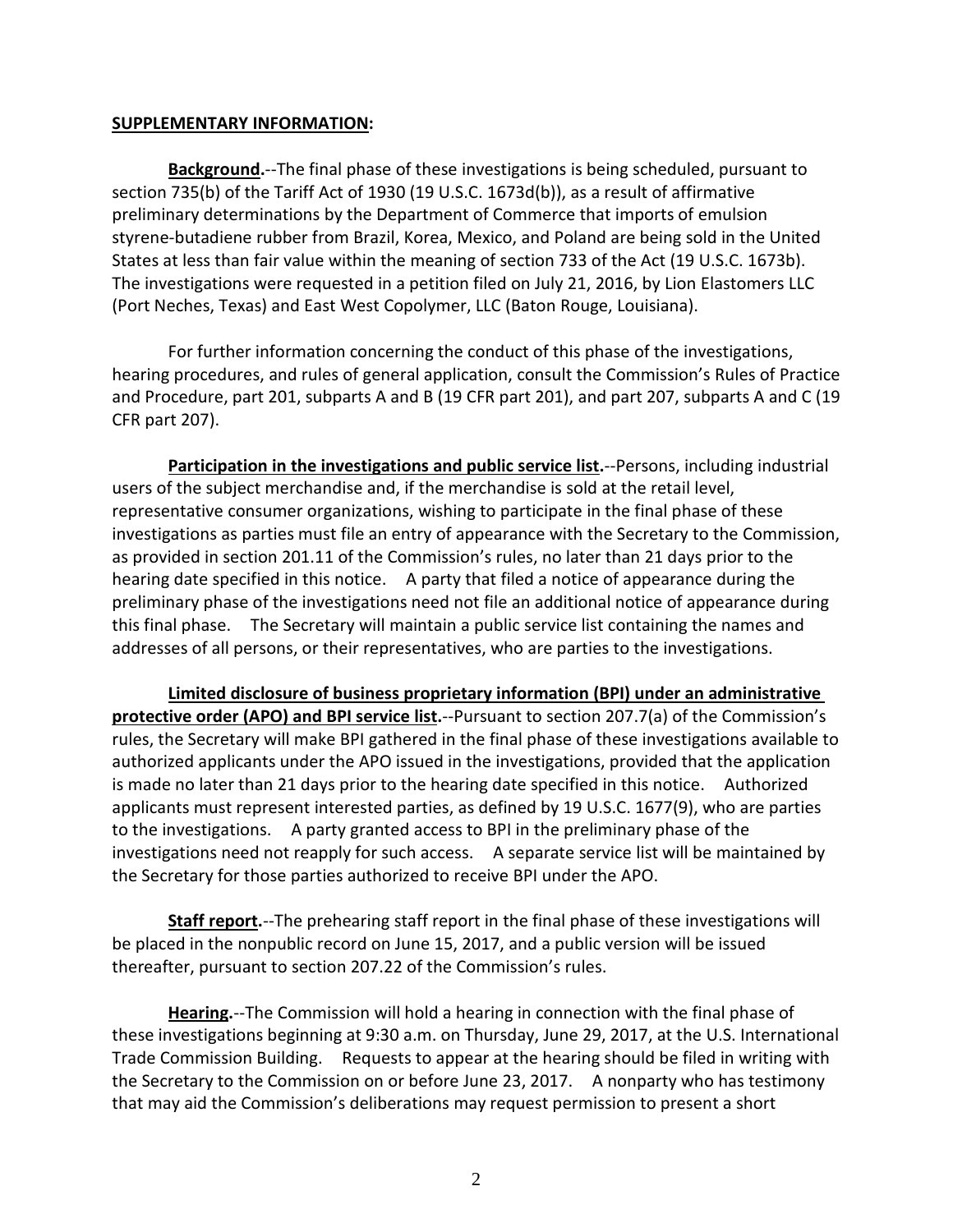**SUPPLEMENTARY INFORMATION:**

**Background.**--The final phase of these investigations is being scheduled, pursuant to section 735(b) of the Tariff Act of 1930 (19 U.S.C. 1673d(b)), as a result of affirmative preliminary determinations by the Department of Commerce that imports of emulsion styrene-butadiene rubber from Brazil, Korea, Mexico, and Poland are being sold in the United States at less than fair value within the meaning of section 733 of the Act (19 U.S.C. 1673b). The investigations were requested in a petition filed on July 21, 2016, by Lion Elastomers LLC (Port Neches, Texas) and East West Copolymer, LLC (Baton Rouge, Louisiana).

For further information concerning the conduct of this phase of the investigations, hearing procedures, and rules of general application, consult the Commission's Rules of Practice and Procedure, part 201, subparts A and B (19 CFR part 201), and part 207, subparts A and C (19 CFR part 207).

**Participation in the investigations and public service list.**--Persons, including industrial users of the subject merchandise and, if the merchandise is sold at the retail level, representative consumer organizations, wishing to participate in the final phase of these investigations as parties must file an entry of appearance with the Secretary to the Commission, as provided in section 201.11 of the Commission's rules, no later than 21 days prior to the hearing date specified in this notice. A party that filed a notice of appearance during the preliminary phase of the investigations need not file an additional notice of appearance during this final phase. The Secretary will maintain a public service list containing the names and addresses of all persons, or their representatives, who are parties to the investigations.

**Limited disclosure of business proprietary information (BPI) under an administrative protective order (APO) and BPI service list.**--Pursuant to section 207.7(a) of the Commission's rules, the Secretary will make BPI gathered in the final phase of these investigations available to authorized applicants under the APO issued in the investigations, provided that the application is made no later than 21 days prior to the hearing date specified in this notice. Authorized applicants must represent interested parties, as defined by 19 U.S.C. 1677(9), who are parties to the investigations. A party granted access to BPI in the preliminary phase of the investigations need not reapply for such access. A separate service list will be maintained by the Secretary for those parties authorized to receive BPI under the APO.

**Staff report.**--The prehearing staff report in the final phase of these investigations will be placed in the nonpublic record on June 15, 2017, and a public version will be issued thereafter, pursuant to section 207.22 of the Commission's rules.

**Hearing.**--The Commission will hold a hearing in connection with the final phase of these investigations beginning at 9:30 a.m. on Thursday, June 29, 2017, at the U.S. International Trade Commission Building. Requests to appear at the hearing should be filed in writing with the Secretary to the Commission on or before June 23, 2017. A nonparty who has testimony that may aid the Commission's deliberations may request permission to present a short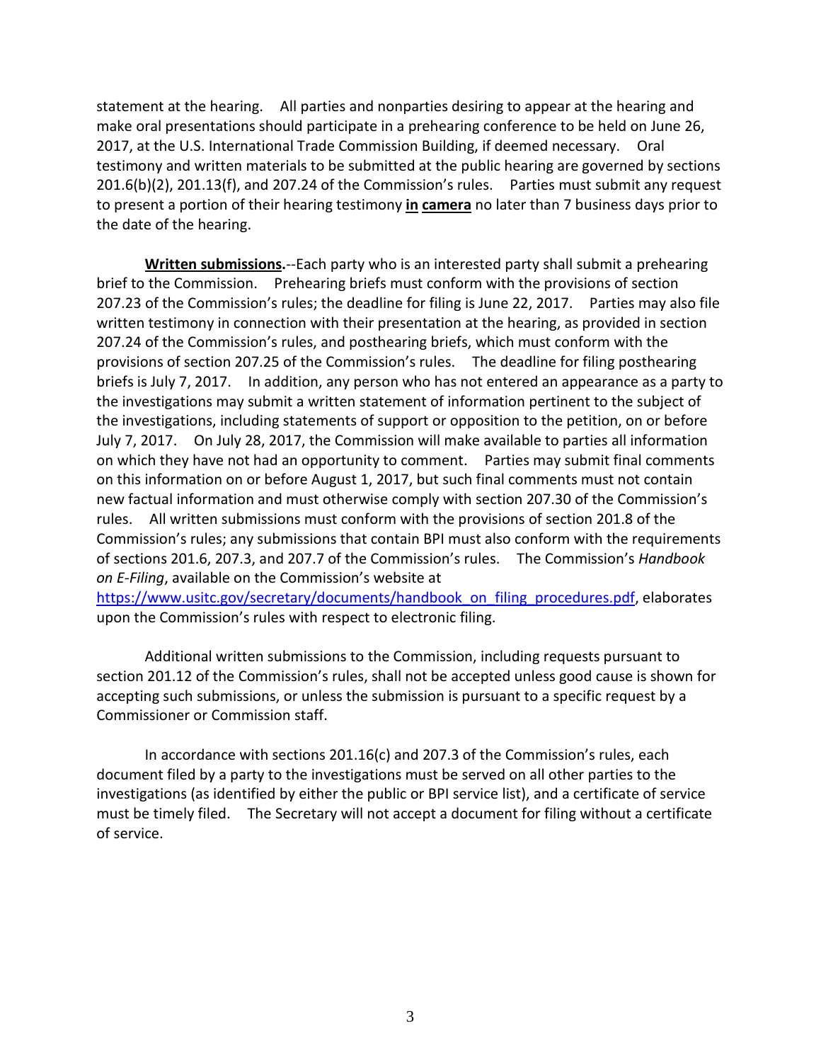statement at the hearing. All parties and nonparties desiring to appear at the hearing and make oral presentations should participate in a prehearing conference to be held on June 26, 2017, at the U.S. International Trade Commission Building, if deemed necessary. Oral testimony and written materials to be submitted at the public hearing are governed by sections 201.6(b)(2), 201.13(f), and 207.24 of the Commission's rules. Parties must submit any request to present a portion of their hearing testimony **in camera** no later than 7 business days prior to the date of the hearing.

**Written submissions.**--Each party who is an interested party shall submit a prehearing brief to the Commission. Prehearing briefs must conform with the provisions of section 207.23 of the Commission's rules; the deadline for filing is June 22, 2017. Parties may also file written testimony in connection with their presentation at the hearing, as provided in section 207.24 of the Commission's rules, and posthearing briefs, which must conform with the provisions of section 207.25 of the Commission's rules. The deadline for filing posthearing briefs is July 7, 2017. In addition, any person who has not entered an appearance as a party to the investigations may submit a written statement of information pertinent to the subject of the investigations, including statements of support or opposition to the petition, on or before July 7, 2017. On July 28, 2017, the Commission will make available to parties all information on which they have not had an opportunity to comment. Parties may submit final comments on this information on or before August 1, 2017, but such final comments must not contain new factual information and must otherwise comply with section 207.30 of the Commission's rules. All written submissions must conform with the provisions of section 201.8 of the Commission's rules; any submissions that contain BPI must also conform with the requirements of sections 201.6, 207.3, and 207.7 of the Commission's rules. The Commission's *Handbook on E-Filing*, available on the Commission's website at https://www.usitc.gov/secretary/documents/handbook_on_filing_procedures.pdf, elaborates upon the Commission's rules with respect to electronic filing.

Additional written submissions to the Commission, including requests pursuant to section 201.12 of the Commission's rules, shall not be accepted unless good cause is shown for accepting such submissions, or unless the submission is pursuant to a specific request by a Commissioner or Commission staff.

In accordance with sections 201.16(c) and 207.3 of the Commission's rules, each document filed by a party to the investigations must be served on all other parties to the investigations (as identified by either the public or BPI service list), and a certificate of service must be timely filed. The Secretary will not accept a document for filing without a certificate of service.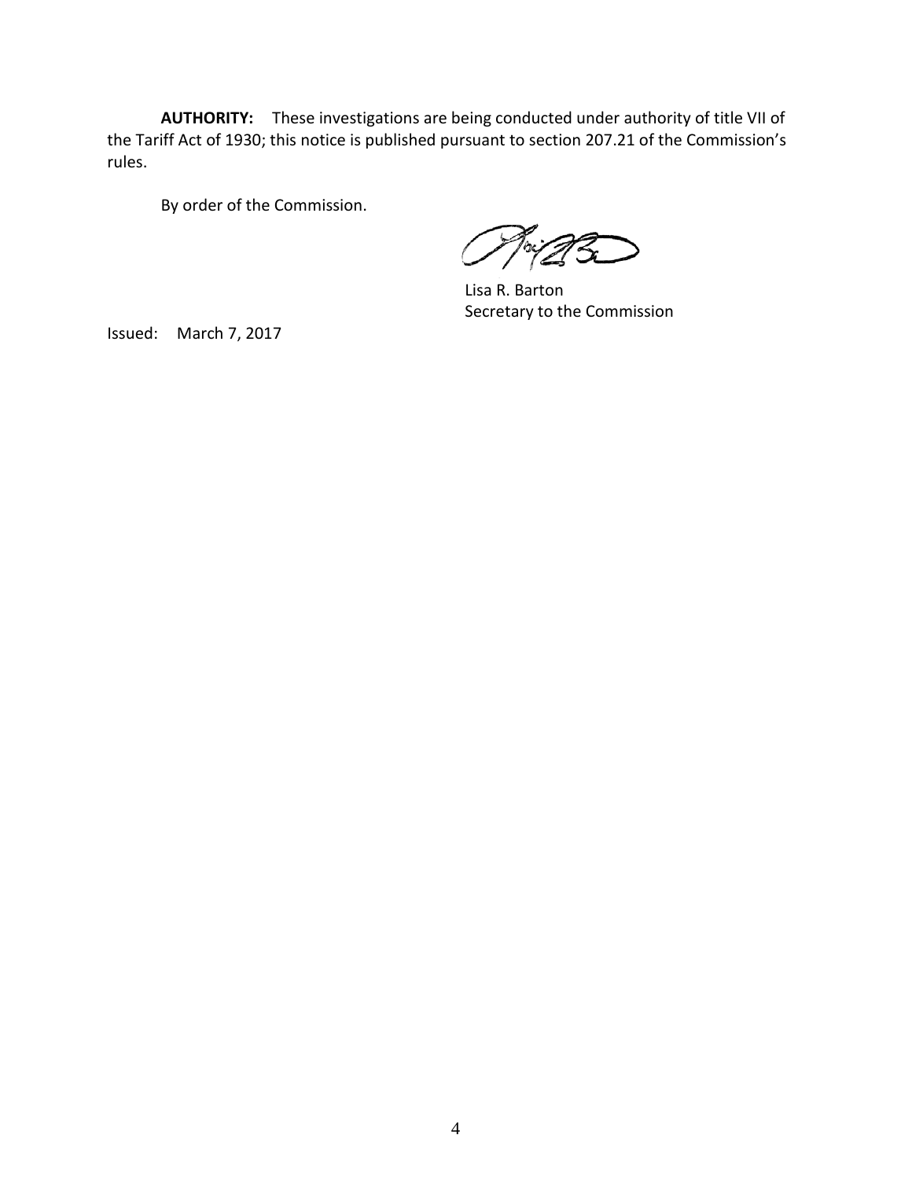**AUTHORITY:** These investigations are being conducted under authority of title VII of the Tariff Act of 1930; this notice is published pursuant to section 207.21 of the Commission's rules.

By order of the Commission.

Lisa R. Barton
Secretary to the Commission

Issued: March 7, 2017